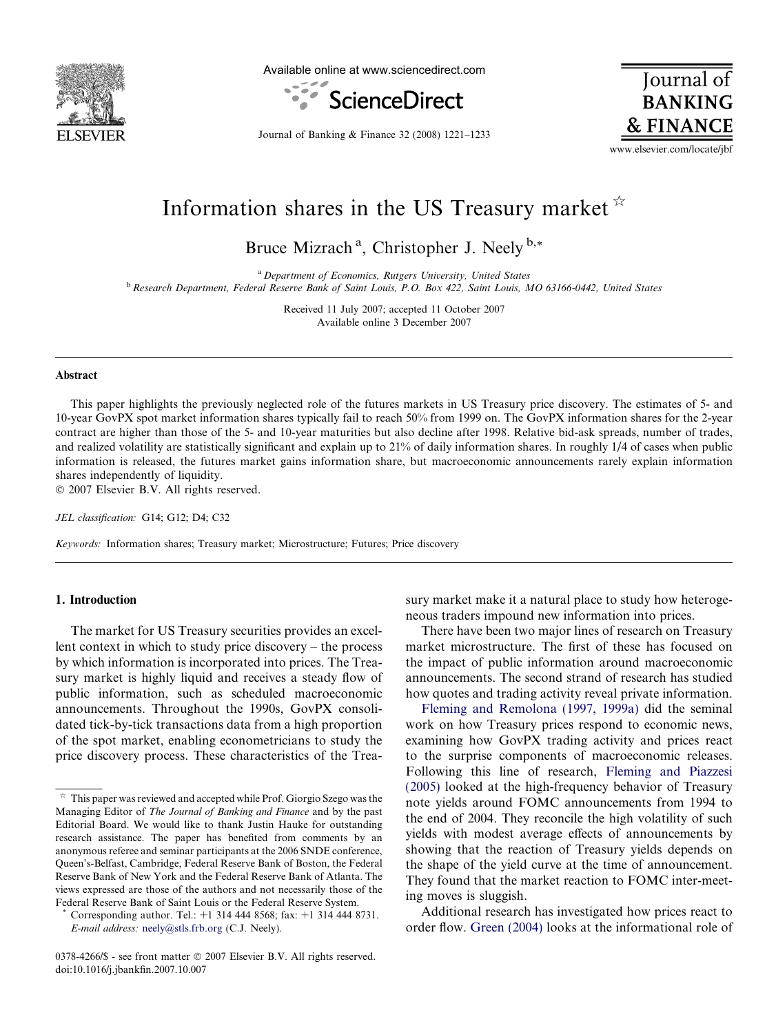# Information shares in the US Treasury market ☆

Bruce Mizrach [a], Christopher J. Neely [b,*]

[a] Department of Economics, Rutgers University, United States

[b] Research Department, Federal Reserve Bank of Saint Louis, P.O. Box 422, Saint Louis, MO 63166-0442, United States

Received 11 July 2007; accepted 11 October 2007
Available online 3 December 2007

## Abstract

This paper highlights the previously neglected role of the futures markets in US Treasury price discovery. The estimates of 5- and 10-year GovPX spot market information shares typically fail to reach 50% from 1999 on. The GovPX information shares for the 2-year contract are higher than those of the 5- and 10-year maturities but also decline after 1998. Relative bid-ask spreads, number of trades, and realized volatility are statistically significant and explain up to 21% of daily information shares. In roughly 1/4 of cases when public information is released, the futures market gains information share, but macroeconomic announcements rarely explain information shares independently of liquidity.

© 2007 Elsevier B.V. All rights reserved.

*JEL classification:* G14; G12; D4; C32

*Keywords:* Information shares; Treasury market; Microstructure; Futures; Price discovery

## 1. Introduction

The market for US Treasury securities provides an excellent context in which to study price discovery – the process by which information is incorporated into prices. The Treasury market is highly liquid and receives a steady flow of public information, such as scheduled macroeconomic announcements. Throughout the 1990s, GovPX consolidated tick-by-tick transactions data from a high proportion of the spot market, enabling econometricians to study the price discovery process. These characteristics of the Treasury market make it a natural place to study how heterogeneous traders impound new information into prices.

There have been two major lines of research on Treasury market microstructure. The first of these has focused on the impact of public information around macroeconomic announcements. The second strand of research has studied how quotes and trading activity reveal private information.

Fleming and Remolona (1997, 1999a) did the seminal work on how Treasury prices respond to economic news, examining how GovPX trading activity and prices react to the surprise components of macroeconomic releases. Following this line of research, Fleming and Piazzesi (2005) looked at the high-frequency behavior of Treasury note yields around FOMC announcements from 1994 to the end of 2004. They reconcile the high volatility of such yields with modest average effects of announcements by showing that the reaction of Treasury yields depends on the shape of the yield curve at the time of announcement. They found that the market reaction to FOMC inter-meeting moves is sluggish.

Additional research has investigated how prices react to order flow. Green (2004) looks at the informational role of

☆ This paper was reviewed and accepted while Prof. Giorgio Szego was the Managing Editor of *The Journal of Banking and Finance* and by the past Editorial Board. We would like to thank Justin Hauke for outstanding research assistance. The paper has benefited from comments by an anonymous referee and seminar participants at the 2006 SNDE conference, Queen's-Belfast, Cambridge, Federal Reserve Bank of Boston, the Federal Reserve Bank of New York and the Federal Reserve Bank of Atlanta. The views expressed are those of the authors and not necessarily those of the Federal Reserve Bank of Saint Louis or the Federal Reserve System.

\* Corresponding author. Tel.: +1 314 444 8568; fax: +1 314 444 8731. *E-mail address:* neely@stls.frb.org (C.J. Neely).

0378-4266/$ - see front matter © 2007 Elsevier B.V. All rights reserved.
doi:10.1016/j.jbankfin.2007.10.007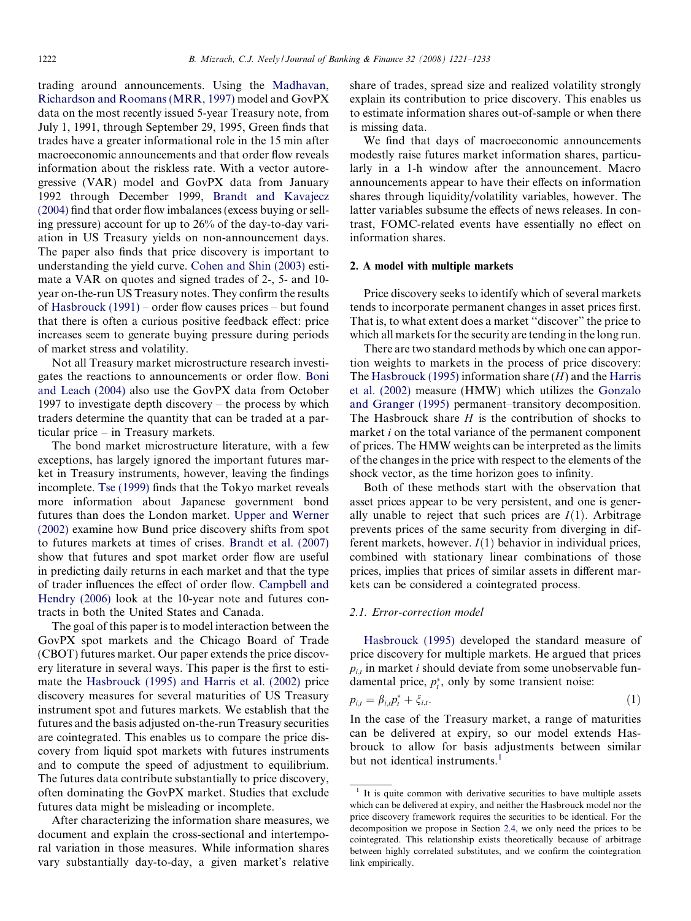trading around announcements. Using the Madhavan, Richardson and Roomans (MRR, 1997) model and GovPX data on the most recently issued 5-year Treasury note, from July 1, 1991, through September 29, 1995, Green finds that trades have a greater informational role in the 15 min after macroeconomic announcements and that order flow reveals information about the riskless rate. With a vector autoregressive (VAR) model and GovPX data from January 1992 through December 1999, Brandt and Kavajecz (2004) find that order flow imbalances (excess buying or selling pressure) account for up to 26% of the day-to-day variation in US Treasury yields on non-announcement days. The paper also finds that price discovery is important to understanding the yield curve. Cohen and Shin (2003) estimate a VAR on quotes and signed trades of 2-, 5- and 10-year on-the-run US Treasury notes. They confirm the results of Hasbrouck (1991) – order flow causes prices – but found that there is often a curious positive feedback effect: price increases seem to generate buying pressure during periods of market stress and volatility.

Not all Treasury market microstructure research investigates the reactions to announcements or order flow. Boni and Leach (2004) also use the GovPX data from October 1997 to investigate depth discovery – the process by which traders determine the quantity that can be traded at a particular price – in Treasury markets.

The bond market microstructure literature, with a few exceptions, has largely ignored the important futures market in Treasury instruments, however, leaving the findings incomplete. Tse (1999) finds that the Tokyo market reveals more information about Japanese government bond futures than does the London market. Upper and Werner (2002) examine how Bund price discovery shifts from spot to futures markets at times of crises. Brandt et al. (2007) show that futures and spot market order flow are useful in predicting daily returns in each market and that the type of trader influences the effect of order flow. Campbell and Hendry (2006) look at the 10-year note and futures contracts in both the United States and Canada.

The goal of this paper is to model interaction between the GovPX spot markets and the Chicago Board of Trade (CBOT) futures market. Our paper extends the price discovery literature in several ways. This paper is the first to estimate the Hasbrouck (1995) and Harris et al. (2002) price discovery measures for several maturities of US Treasury instrument spot and futures markets. We establish that the futures and the basis adjusted on-the-run Treasury securities are cointegrated. This enables us to compare the price discovery from liquid spot markets with futures instruments and to compute the speed of adjustment to equilibrium. The futures data contribute substantially to price discovery, often dominating the GovPX market. Studies that exclude futures data might be misleading or incomplete.

After characterizing the information share measures, we document and explain the cross-sectional and intertemporal variation in those measures. While information shares vary substantially day-to-day, a given market's relative share of trades, spread size and realized volatility strongly explain its contribution to price discovery. This enables us to estimate information shares out-of-sample or when there is missing data.

We find that days of macroeconomic announcements modestly raise futures market information shares, particularly in a 1-h window after the announcement. Macro announcements appear to have their effects on information shares through liquidity/volatility variables, however. The latter variables subsume the effects of news releases. In contrast, FOMC-related events have essentially no effect on information shares.

## 2. A model with multiple markets

Price discovery seeks to identify which of several markets tends to incorporate permanent changes in asset prices first. That is, to what extent does a market "discover" the price to which all markets for the security are tending in the long run.

There are two standard methods by which one can apportion weights to markets in the process of price discovery: The Hasbrouck (1995) information share ($H$) and the Harris et al. (2002) measure (HMW) which utilizes the Gonzalo and Granger (1995) permanent–transitory decomposition. The Hasbrouck share $H$ is the contribution of shocks to market $i$ on the total variance of the permanent component of prices. The HMW weights can be interpreted as the limits of the changes in the price with respect to the elements of the shock vector, as the time horizon goes to infinity.

Both of these methods start with the observation that asset prices appear to be very persistent, and one is generally unable to reject that such prices are $I(1)$. Arbitrage prevents prices of the same security from diverging in different markets, however. $I(1)$ behavior in individual prices, combined with stationary linear combinations of those prices, implies that prices of similar assets in different markets can be considered a cointegrated process.

### 2.1. Error-correction model

Hasbrouck (1995) developed the standard measure of price discovery for multiple markets. He argued that prices $p_{i,t}$ in market $i$ should deviate from some unobservable fundamental price, $p_t^*$, only by some transient noise:

$$p_{i,t} = \beta_{i,t} p_t^* + \xi_{i,t}. \tag{1}$$

In the case of the Treasury market, a range of maturities can be delivered at expiry, so our model extends Hasbrouck to allow for basis adjustments between similar but not identical instruments.[1]

[1] It is quite common with derivative securities to have multiple assets which can be delivered at expiry, and neither the Hasbrouck model nor the price discovery framework requires the securities to be identical. For the decomposition we propose in Section 2.4, we only need the prices to be cointegrated. This relationship exists theoretically because of arbitrage between highly correlated substitutes, and we confirm the cointegration link empirically.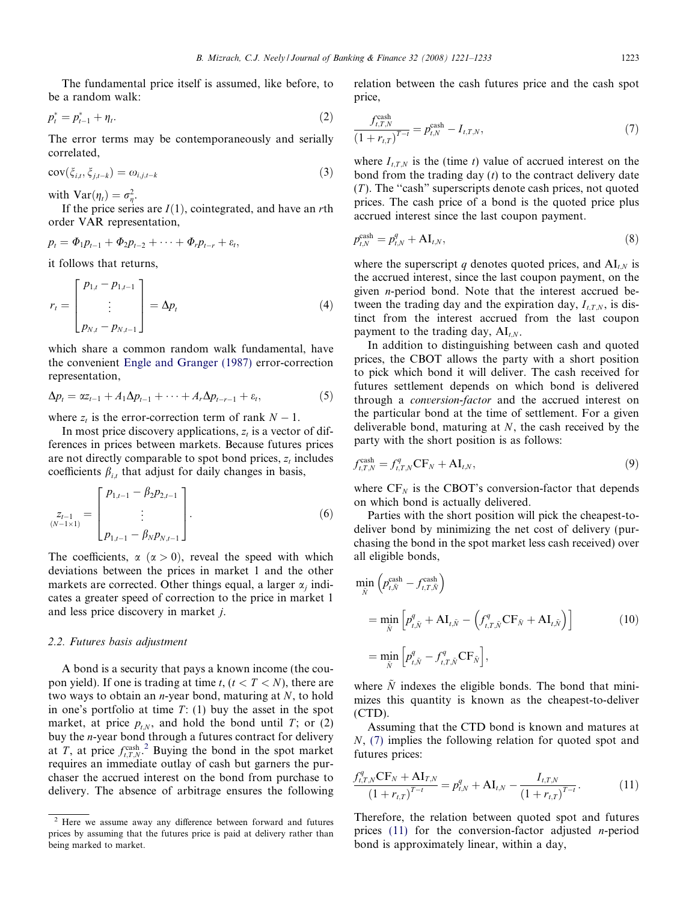The fundamental price itself is assumed, like before, to be a random walk:

$$p_t^* = p_{t-1}^* + \eta_t. \tag{2}$$

The error terms may be contemporaneously and serially correlated,

$$\text{cov}(\xi_{i,t}, \xi_{j,t-k}) = \omega_{i,j,t-k} \tag{3}$$

with $\text{Var}(\eta_t) = \sigma_\eta^2$.

If the price series are $I(1)$, cointegrated, and have an $r$th order VAR representation,

$$p_t = \Phi_1 p_{t-1} + \Phi_2 p_{t-2} + \cdots + \Phi_r p_{t-r} + \varepsilon_t,$$

it follows that returns,

$$r_t = \begin{bmatrix} p_{1,t} - p_{1,t-1} \\ \vdots \\ p_{N,t} - p_{N,t-1} \end{bmatrix} = \Delta p_t \tag{4}$$

which share a common random walk fundamental, have the convenient Engle and Granger (1987) error-correction representation,

$$\Delta p_t = \alpha z_{t-1} + A_1 \Delta p_{t-1} + \cdots + A_r \Delta p_{t-r-1} + \varepsilon_t, \tag{5}$$

where $z_t$ is the error-correction term of rank $N - 1$.

In most price discovery applications, $z_t$ is a vector of differences in prices between markets. Because futures prices are not directly comparable to spot bond prices, $z_t$ includes coefficients $\beta_{i,t}$ that adjust for daily changes in basis,

$$\underset{(N-1\times 1)}{z_{t-1}} = \begin{bmatrix} p_{1,t-1} - \beta_2 p_{2,t-1} \\ \vdots \\ p_{1,t-1} - \beta_N p_{N,t-1} \end{bmatrix}. \tag{6}$$

The coefficients, $\alpha$ ($\alpha > 0$), reveal the speed with which deviations between the prices in market 1 and the other markets are corrected. Other things equal, a larger $\alpha_j$ indicates a greater speed of correction to the price in market 1 and less price discovery in market $j$.

### 2.2. Futures basis adjustment

A bond is a security that pays a known income (the coupon yield). If one is trading at time $t$, ($t < T < N$), there are two ways to obtain an $n$-year bond, maturing at $N$, to hold in one's portfolio at time $T$: (1) buy the asset in the spot market, at price $p_{t,N}$, and hold the bond until $T$; or (2) buy the $n$-year bond through a futures contract for delivery at $T$, at price $f_{t,T,N}^{\text{cash}}$.[2] Buying the bond in the spot market requires an immediate outlay of cash but garners the purchaser the accrued interest on the bond from purchase to delivery. The absence of arbitrage ensures the following relation between the cash futures price and the cash spot price,

$$\frac{f_{t,T,N}^{\text{cash}}}{(1 + r_{t,T})^{T-t}} = p_{t,N}^{\text{cash}} - I_{t,T,N}, \tag{7}$$

where $I_{t,T,N}$ is the (time $t$) value of accrued interest on the bond from the trading day ($t$) to the contract delivery date ($T$). The "cash" superscripts denote cash prices, not quoted prices. The cash price of a bond is the quoted price plus accrued interest since the last coupon payment.

$$p_{t,N}^{\text{cash}} = p_{t,N}^{q} + \text{AI}_{t,N}, \tag{8}$$

where the superscript $q$ denotes quoted prices, and $\text{AI}_{t,N}$ is the accrued interest, since the last coupon payment, on the given $n$-period bond. Note that the interest accrued between the trading day and the expiration day, $I_{t,T,N}$, is distinct from the interest accrued from the last coupon payment to the trading day, $\text{AI}_{t,N}$.

In addition to distinguishing between cash and quoted prices, the CBOT allows the party with a short position to pick which bond it will deliver. The cash received for futures settlement depends on which bond is delivered through a *conversion-factor* and the accrued interest on the particular bond at the time of settlement. For a given deliverable bond, maturing at $N$, the cash received by the party with the short position is as follows:

$$f_{t,T,N}^{\text{cash}} = f_{t,T,N}^{q} \text{CF}_N + \text{AI}_{t,N}, \tag{9}$$

where $\text{CF}_N$ is the CBOT's conversion-factor that depends on which bond is actually delivered.

Parties with the short position will pick the cheapest-to-deliver bond by minimizing the net cost of delivery (purchasing the bond in the spot market less cash received) over all eligible bonds,

$$\begin{aligned} &\min_{\tilde{N}} \left( p_{t,\tilde{N}}^{\text{cash}} - f_{t,T,\tilde{N}}^{\text{cash}} \right) \\ &= \min_{\tilde{N}} \left[ p_{t,\tilde{N}}^{q} + \text{AI}_{t,\tilde{N}} - \left( f_{t,T,\tilde{N}}^{q} \text{CF}_{\tilde{N}} + \text{AI}_{t,\tilde{N}} \right) \right] \\ &= \min_{\tilde{N}} \left[ p_{t,\tilde{N}}^{q} - f_{t,T,\tilde{N}}^{q} \text{CF}_{\tilde{N}} \right], \end{aligned} \tag{10}$$

where $\tilde{N}$ indexes the eligible bonds. The bond that minimizes this quantity is known as the cheapest-to-deliver (CTD).

Assuming that the CTD bond is known and matures at $N$, (7) implies the following relation for quoted spot and futures prices:

$$\frac{f_{t,T,N}^{q} \text{CF}_N + \text{AI}_{T,N}}{(1 + r_{t,T})^{T-t}} = p_{t,N}^{q} + \text{AI}_{t,N} - \frac{I_{t,T,N}}{(1 + r_{t,T})^{T-t}}. \tag{11}$$

Therefore, the relation between quoted spot and futures prices (11) for the conversion-factor adjusted $n$-period bond is approximately linear, within a day,

---

[2] Here we assume away any difference between forward and futures prices by assuming that the futures price is paid at delivery rather than being marked to market.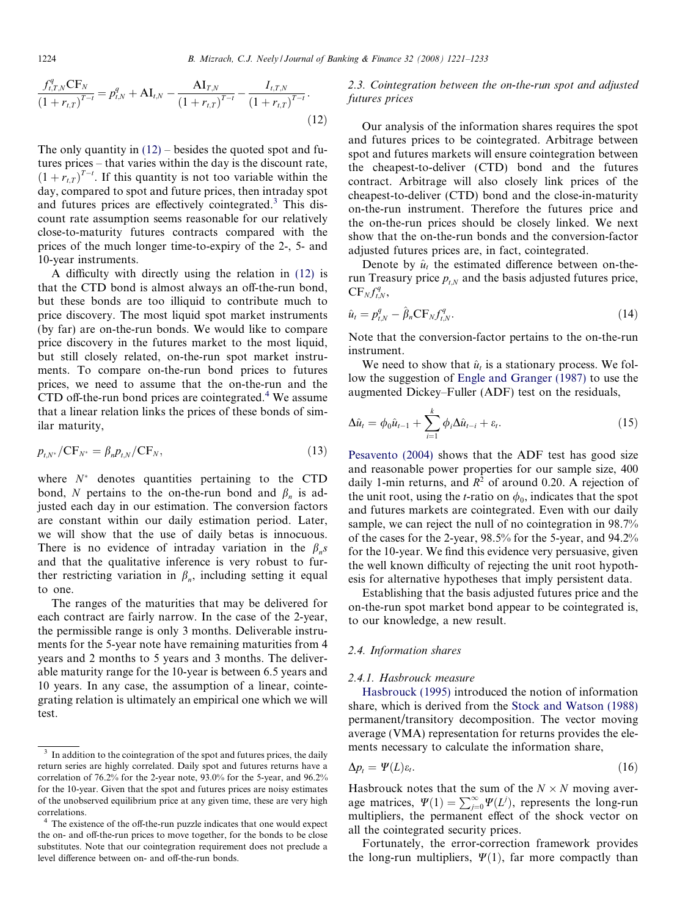$$\frac{f_{t,T,N}^{q}\mathrm{CF}_N}{(1+r_{t,T})^{T-t}} = p_{t,N}^{q} + \mathrm{AI}_{t,N} - \frac{\mathrm{AI}_{T,N}}{(1+r_{t,T})^{T-t}} - \frac{I_{t,T,N}}{(1+r_{t,T})^{T-t}}. \tag{12}$$

The only quantity in (12) – besides the quoted spot and futures prices – that varies within the day is the discount rate, $(1+r_{t,T})^{T-t}$. If this quantity is not too variable within the day, compared to spot and future prices, then intraday spot and futures prices are effectively cointegrated.[3] This discount rate assumption seems reasonable for our relatively close-to-maturity futures contracts compared with the prices of the much longer time-to-expiry of the 2-, 5- and 10-year instruments.

A difficulty with directly using the relation in (12) is that the CTD bond is almost always an off-the-run bond, but these bonds are too illiquid to contribute much to price discovery. The most liquid spot market instruments (by far) are on-the-run bonds. We would like to compare price discovery in the futures market to the most liquid, but still closely related, on-the-run spot market instruments. To compare on-the-run bond prices to futures prices, we need to assume that the on-the-run and the CTD off-the-run bond prices are cointegrated.[4] We assume that a linear relation links the prices of these bonds of similar maturity,

$$p_{t,N^*}/\mathrm{CF}_{N^*} = \beta_n p_{t,N}/\mathrm{CF}_N, \tag{13}$$

where $N^*$ denotes quantities pertaining to the CTD bond, $N$ pertains to the on-the-run bond and $\beta_n$ is adjusted each day in our estimation. The conversion factors are constant within our daily estimation period. Later, we will show that the use of daily betas is innocuous. There is no evidence of intraday variation in the $\beta_n$s and that the qualitative inference is very robust to further restricting variation in $\beta_n$, including setting it equal to one.

The ranges of the maturities that may be delivered for each contract are fairly narrow. In the case of the 2-year, the permissible range is only 3 months. Deliverable instruments for the 5-year note have remaining maturities from 4 years and 2 months to 5 years and 3 months. The deliverable maturity range for the 10-year is between 6.5 years and 10 years. In any case, the assumption of a linear, cointegrating relation is ultimately an empirical one which we will test.

### 2.3. Cointegration between the on-the-run spot and adjusted futures prices

Our analysis of the information shares requires the spot and futures prices to be cointegrated. Arbitrage between spot and futures markets will ensure cointegration between the cheapest-to-deliver (CTD) bond and the futures contract. Arbitrage will also closely link prices of the cheapest-to-deliver (CTD) bond and the close-in-maturity on-the-run instrument. Therefore the futures price and the on-the-run prices should be closely linked. We next show that the on-the-run bonds and the conversion-factor adjusted futures prices are, in fact, cointegrated.

Denote by $\hat{u}_t$ the estimated difference between on-the-run Treasury price $p_{t,N}$ and the basis adjusted futures price, $\mathrm{CF}_N f_{t,N}^{q}$,

$$\hat{u}_t = p_{t,N}^{q} - \hat{\beta}_n \mathrm{CF}_N f_{t,N}^{q}. \tag{14}$$

Note that the conversion-factor pertains to the on-the-run instrument.

We need to show that $\hat{u}_t$ is a stationary process. We follow the suggestion of Engle and Granger (1987) to use the augmented Dickey–Fuller (ADF) test on the residuals,

$$\Delta\hat{u}_t = \phi_0 \hat{u}_{t-1} + \sum_{i=1}^{k} \phi_i \Delta\hat{u}_{t-i} + \varepsilon_t. \tag{15}$$

Pesavento (2004) shows that the ADF test has good size and reasonable power properties for our sample size, 400 daily 1-min returns, and $R^2$ of around 0.20. A rejection of the unit root, using the $t$-ratio on $\phi_0$, indicates that the spot and futures markets are cointegrated. Even with our daily sample, we can reject the null of no cointegration in 98.7% of the cases for the 2-year, 98.5% for the 5-year, and 94.2% for the 10-year. We find this evidence very persuasive, given the well known difficulty of rejecting the unit root hypothesis for alternative hypotheses that imply persistent data.

Establishing that the basis adjusted futures price and the on-the-run spot market bond appear to be cointegrated is, to our knowledge, a new result.

### 2.4. Information shares

#### 2.4.1. Hasbrouck measure

Hasbrouck (1995) introduced the notion of information share, which is derived from the Stock and Watson (1988) permanent/transitory decomposition. The vector moving average (VMA) representation for returns provides the elements necessary to calculate the information share,

$$\Delta p_t = \Psi(L)\varepsilon_t. \tag{16}$$

Hasbrouck notes that the sum of the $N \times N$ moving average matrices, $\Psi(1) = \sum_{j=0}^{\infty}\Psi(L^j)$, represents the long-run multipliers, the permanent effect of the shock vector on all the cointegrated security prices.

Fortunately, the error-correction framework provides the long-run multipliers, $\Psi(1)$, far more compactly than

---

[3] In addition to the cointegration of the spot and futures prices, the daily return series are highly correlated. Daily spot and futures returns have a correlation of 76.2% for the 2-year note, 93.0% for the 5-year, and 96.2% for the 10-year. Given that the spot and futures prices are noisy estimates of the unobserved equilibrium price at any given time, these are very high correlations.

[4] The existence of the off-the-run puzzle indicates that one would expect the on- and off-the-run prices to move together, for the bonds to be close substitutes. Note that our cointegration requirement does not preclude a level difference between on- and off-the-run bonds.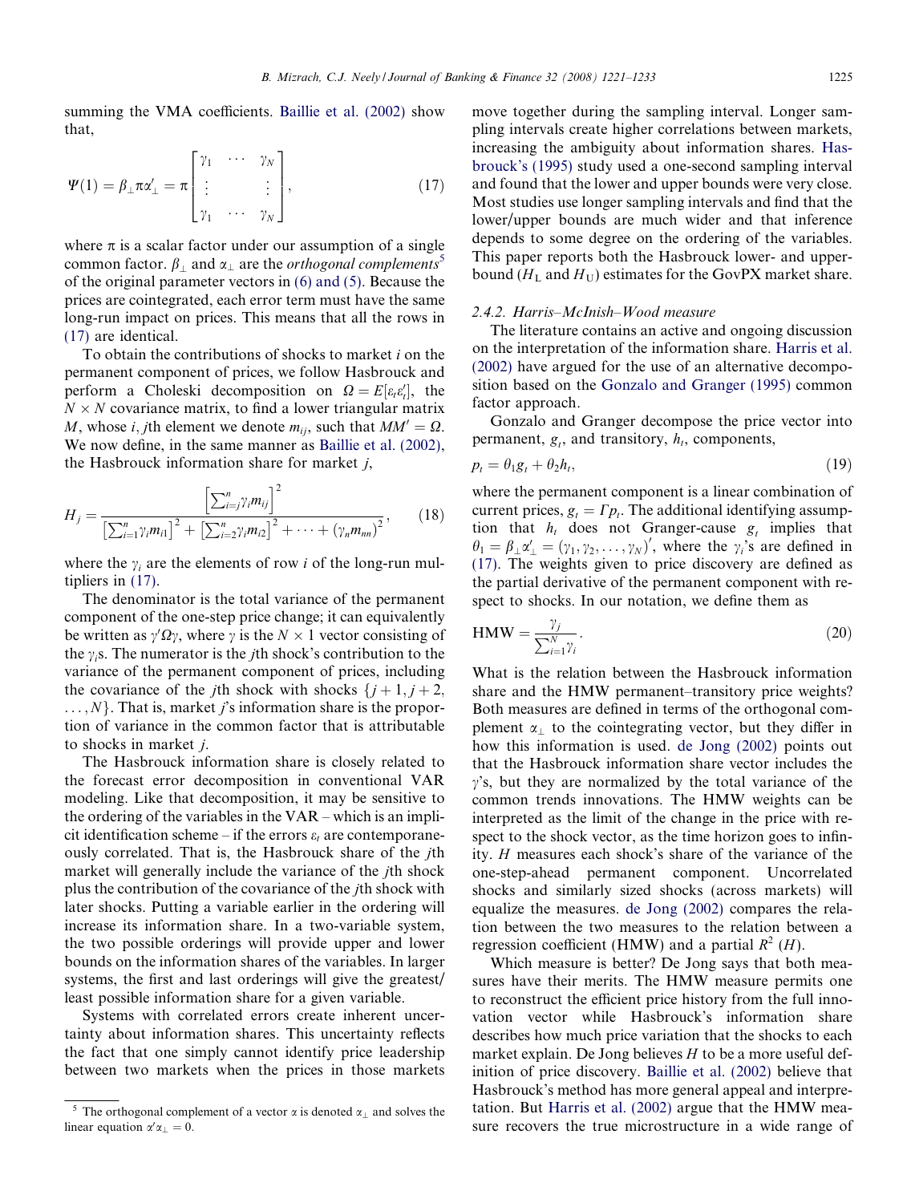summing the VMA coefficients. Baillie et al. (2002) show that,

$$\Psi(1) = \beta_{\perp}\pi\alpha'_{\perp} = \pi\begin{bmatrix} \gamma_1 & \cdots & \gamma_N \\ \vdots & & \vdots \\ \gamma_1 & \cdots & \gamma_N \end{bmatrix}, \tag{17}$$

where $\pi$ is a scalar factor under our assumption of a single common factor. $\beta_{\perp}$ and $\alpha_{\perp}$ are the *orthogonal complements*[5] of the original parameter vectors in (6) and (5). Because the prices are cointegrated, each error term must have the same long-run impact on prices. This means that all the rows in (17) are identical.

To obtain the contributions of shocks to market $i$ on the permanent component of prices, we follow Hasbrouck and perform a Choleski decomposition on $\Omega = E[\varepsilon_t\varepsilon'_t]$, the $N \times N$ covariance matrix, to find a lower triangular matrix $M$, whose $i, j$th element we denote $m_{ij}$, such that $MM' = \Omega$. We now define, in the same manner as Baillie et al. (2002), the Hasbrouck information share for market $j$,

$$H_j = \frac{\left[\sum_{i=j}^{n}\gamma_i m_{ij}\right]^2}{\left[\sum_{i=1}^{n}\gamma_i m_{i1}\right]^2 + \left[\sum_{i=2}^{n}\gamma_i m_{i2}\right]^2 + \cdots + (\gamma_n m_{nn})^2}, \tag{18}$$

where the $\gamma_i$ are the elements of row $i$ of the long-run multipliers in (17).

The denominator is the total variance of the permanent component of the one-step price change; it can equivalently be written as $\gamma'\Omega\gamma$, where $\gamma$ is the $N \times 1$ vector consisting of the $\gamma_i$s. The numerator is the $j$th shock's contribution to the variance of the permanent component of prices, including the covariance of the $j$th shock with shocks $\{j+1, j+2, \ldots, N\}$. That is, market $j$'s information share is the proportion of variance in the common factor that is attributable to shocks in market $j$.

The Hasbrouck information share is closely related to the forecast error decomposition in conventional VAR modeling. Like that decomposition, it may be sensitive to the ordering of the variables in the VAR – which is an implicit identification scheme – if the errors $\varepsilon_t$ are contemporaneously correlated. That is, the Hasbrouck share of the $j$th market will generally include the variance of the $j$th shock plus the contribution of the covariance of the $j$th shock with later shocks. Putting a variable earlier in the ordering will increase its information share. In a two-variable system, the two possible orderings will provide upper and lower bounds on the information shares of the variables. In larger systems, the first and last orderings will give the greatest/least possible information share for a given variable.

Systems with correlated errors create inherent uncertainty about information shares. This uncertainty reflects the fact that one simply cannot identify price leadership between two markets when the prices in those markets move together during the sampling interval. Longer sampling intervals create higher correlations between markets, increasing the ambiguity about information shares. Hasbrouck's (1995) study used a one-second sampling interval and found that the lower and upper bounds were very close. Most studies use longer sampling intervals and find that the lower/upper bounds are much wider and that inference depends to some degree on the ordering of the variables. This paper reports both the Hasbrouck lower- and upper-bound ($H_L$ and $H_U$) estimates for the GovPX market share.

#### 2.4.2. Harris–McInish–Wood measure

The literature contains an active and ongoing discussion on the interpretation of the information share. Harris et al. (2002) have argued for the use of an alternative decomposition based on the Gonzalo and Granger (1995) common factor approach.

Gonzalo and Granger decompose the price vector into permanent, $g_t$, and transitory, $h_t$, components,

$$p_t = \theta_1 g_t + \theta_2 h_t, \tag{19}$$

where the permanent component is a linear combination of current prices, $g_t = \Gamma p_t$. The additional identifying assumption that $h_t$ does not Granger-cause $g_t$ implies that $\theta_1 = \beta_{\perp}\alpha'_{\perp} = (\gamma_1, \gamma_2, \ldots, \gamma_N)'$, where the $\gamma_i$'s are defined in (17). The weights given to price discovery are defined as the partial derivative of the permanent component with respect to shocks. In our notation, we define them as

$$\text{HMW} = \frac{\gamma_j}{\sum_{i=1}^{N}\gamma_i}. \tag{20}$$

What is the relation between the Hasbrouck information share and the HMW permanent–transitory price weights? Both measures are defined in terms of the orthogonal complement $\alpha_{\perp}$ to the cointegrating vector, but they differ in how this information is used. de Jong (2002) points out that the Hasbrouck information share vector includes the $\gamma$'s, but they are normalized by the total variance of the common trends innovations. The HMW weights can be interpreted as the limit of the change in the price with respect to the shock vector, as the time horizon goes to infinity. $H$ measures each shock's share of the variance of the one-step-ahead permanent component. Uncorrelated shocks and similarly sized shocks (across markets) will equalize the measures. de Jong (2002) compares the relation between the two measures to the relation between a regression coefficient (HMW) and a partial $R^2$ ($H$).

Which measure is better? De Jong says that both measures have their merits. The HMW measure permits one to reconstruct the efficient price history from the full innovation vector while Hasbrouck's information share describes how much price variation that the shocks to each market explain. De Jong believes $H$ to be a more useful definition of price discovery. Baillie et al. (2002) believe that Hasbrouck's method has more general appeal and interpretation. But Harris et al. (2002) argue that the HMW measure recovers the true microstructure in a wide range of

[5] The orthogonal complement of a vector $\alpha$ is denoted $\alpha_{\perp}$ and solves the linear equation $\alpha'\alpha_{\perp} = 0$.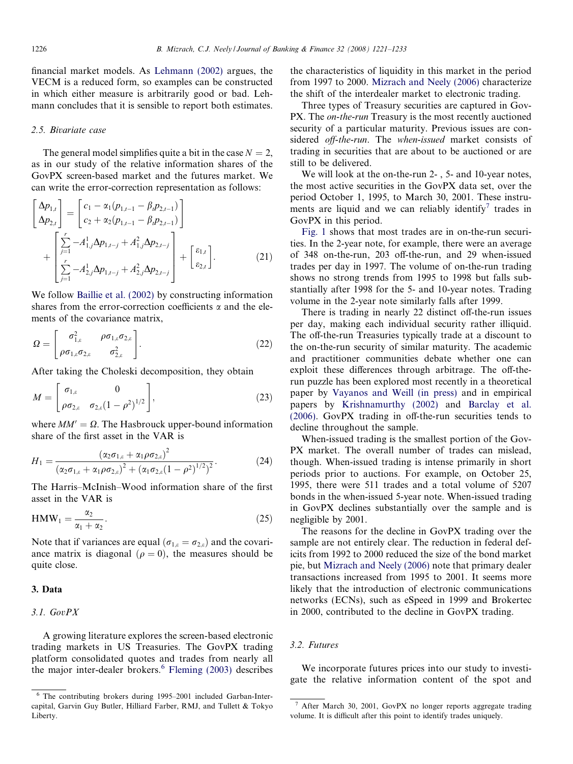financial market models. As Lehmann (2002) argues, the VECM is a reduced form, so examples can be constructed in which either measure is arbitrarily good or bad. Lehmann concludes that it is sensible to report both estimates.

### 2.5. Bivariate case

The general model simplifies quite a bit in the case $N = 2$, as in our study of the relative information shares of the GovPX screen-based market and the futures market. We can write the error-correction representation as follows:

$$\begin{bmatrix} \Delta p_{1,t} \\ \Delta p_{2,t} \end{bmatrix} = \begin{bmatrix} c_1 - \alpha_1(p_{1,t-1} - \beta_t p_{2,t-1}) \\ c_2 + \alpha_2(p_{1,t-1} - \beta_t p_{2,t-1}) \end{bmatrix} + \begin{bmatrix} \sum_{j=1}^{r} -A^1_{1,j}\Delta p_{1,t-j} + A^2_{1,j}\Delta p_{2,t-j} \\ \sum_{j=1}^{r} -A^1_{2,j}\Delta p_{1,t-j} + A^2_{2,j}\Delta p_{2,t-j} \end{bmatrix} + \begin{bmatrix} \varepsilon_{1,t} \\ \varepsilon_{2,t} \end{bmatrix}. \tag{21}$$

We follow Baillie et al. (2002) by constructing information shares from the error-correction coefficients $\alpha$ and the elements of the covariance matrix,

$$\Omega = \begin{bmatrix} \sigma^2_{1,\varepsilon} & \rho\sigma_{1,\varepsilon}\sigma_{2,\varepsilon} \\ \rho\sigma_{1,\varepsilon}\sigma_{2,\varepsilon} & \sigma^2_{2,\varepsilon} \end{bmatrix}. \tag{22}$$

After taking the Choleski decomposition, they obtain

$$M = \begin{bmatrix} \sigma_{1,\varepsilon} & 0 \\ \rho\sigma_{2,\varepsilon} & \sigma_{2,\varepsilon}(1-\rho^2)^{1/2} \end{bmatrix}, \tag{23}$$

where $MM' = \Omega$. The Hasbrouck upper-bound information share of the first asset in the VAR is

$$H_1 = \frac{(\alpha_2\sigma_{1,\varepsilon} + \alpha_1\rho\sigma_{2,\varepsilon})^2}{(\alpha_2\sigma_{1,\varepsilon} + \alpha_1\rho\sigma_{2,\varepsilon})^2 + (\alpha_1\sigma_{2,\varepsilon}(1-\rho^2)^{1/2})^2}. \tag{24}$$

The Harris–McInish–Wood information share of the first asset in the VAR is

$$\text{HMW}_1 = \frac{\alpha_2}{\alpha_1 + \alpha_2}. \tag{25}$$

Note that if variances are equal ($\sigma_{1,\varepsilon} = \sigma_{2,\varepsilon}$) and the covariance matrix is diagonal ($\rho = 0$), the measures should be quite close.

## 3. Data

### 3.1. GovPX

A growing literature explores the screen-based electronic trading markets in US Treasuries. The GovPX trading platform consolidated quotes and trades from nearly all the major inter-dealer brokers.[6] Fleming (2003) describes the characteristics of liquidity in this market in the period from 1997 to 2000. Mizrach and Neely (2006) characterize the shift of the interdealer market to electronic trading.

Three types of Treasury securities are captured in GovPX. The *on-the-run* Treasury is the most recently auctioned security of a particular maturity. Previous issues are considered *off-the-run*. The *when-issued* market consists of trading in securities that are about to be auctioned or are still to be delivered.

We will look at the on-the-run 2-, 5- and 10-year notes, the most active securities in the GovPX data set, over the period October 1, 1995, to March 30, 2001. These instruments are liquid and we can reliably identify[7] trades in GovPX in this period.

Fig. 1 shows that most trades are in on-the-run securities. In the 2-year note, for example, there were an average of 348 on-the-run, 203 off-the-run, and 29 when-issued trades per day in 1997. The volume of on-the-run trading shows no strong trends from 1995 to 1998 but falls substantially after 1998 for the 5- and 10-year notes. Trading volume in the 2-year note similarly falls after 1999.

There is trading in nearly 22 distinct off-the-run issues per day, making each individual security rather illiquid. The off-the-run Treasuries typically trade at a discount to the on-the-run security of similar maturity. The academic and practitioner communities debate whether one can exploit these differences through arbitrage. The off-the-run puzzle has been explored most recently in a theoretical paper by Vayanos and Weill (in press) and in empirical papers by Krishnamurthy (2002) and Barclay et al. (2006). GovPX trading in off-the-run securities tends to decline throughout the sample.

When-issued trading is the smallest portion of the GovPX market. The overall number of trades can mislead, though. When-issued trading is intense primarily in short periods prior to auctions. For example, on October 25, 1995, there were 511 trades and a total volume of 5207 bonds in the when-issued 5-year note. When-issued trading in GovPX declines substantially over the sample and is negligible by 2001.

The reasons for the decline in GovPX trading over the sample are not entirely clear. The reduction in federal deficits from 1992 to 2000 reduced the size of the bond market pie, but Mizrach and Neely (2006) note that primary dealer transactions increased from 1995 to 2001. It seems more likely that the introduction of electronic communications networks (ECNs), such as eSpeed in 1999 and Brokertec in 2000, contributed to the decline in GovPX trading.

### 3.2. Futures

We incorporate futures prices into our study to investigate the relative information content of the spot and

---

[6] The contributing brokers during 1995–2001 included Garban-Intercapital, Garvin Guy Butler, Hilliard Farber, RMJ, and Tullett & Tokyo Liberty.

[7] After March 30, 2001, GovPX no longer reports aggregate trading volume. It is difficult after this point to identify trades uniquely.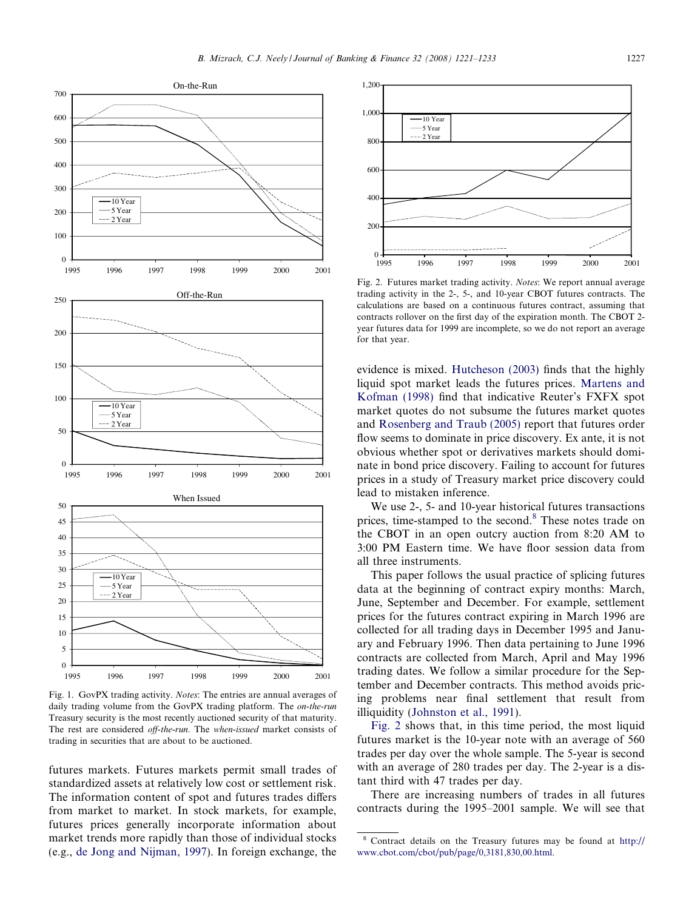Fig. 1. GovPX trading activity. *Notes*: The entries are annual averages of daily trading volume from the GovPX trading platform. The *on-the-run* Treasury security is the most recently auctioned security of that maturity. The rest are considered *off-the-run*. The *when-issued* market consists of trading in securities that are about to be auctioned.

Fig. 2. Futures market trading activity. *Notes*: We report annual average trading activity in the 2-, 5-, and 10-year CBOT futures contracts. The calculations are based on a continuous futures contract, assuming that contracts rollover on the first day of the expiration month. The CBOT 2-year futures data for 1999 are incomplete, so we do not report an average for that year.

futures markets. Futures markets permit small trades of standardized assets at relatively low cost or settlement risk. The information content of spot and futures trades differs from market to market. In stock markets, for example, futures prices generally incorporate information about market trends more rapidly than those of individual stocks (e.g., de Jong and Nijman, 1997). In foreign exchange, the evidence is mixed. Hutcheson (2003) finds that the highly liquid spot market leads the futures prices. Martens and Kofman (1998) find that indicative Reuter's FXFX spot market quotes do not subsume the futures market quotes and Rosenberg and Traub (2005) report that futures order flow seems to dominate in price discovery. Ex ante, it is not obvious whether spot or derivatives markets should dominate in bond price discovery. Failing to account for futures prices in a study of Treasury market price discovery could lead to mistaken inference.

We use 2-, 5- and 10-year historical futures transactions prices, time-stamped to the second.[8] These notes trade on the CBOT in an open outcry auction from 8:20 AM to 3:00 PM Eastern time. We have floor session data from all three instruments.

This paper follows the usual practice of splicing futures data at the beginning of contract expiry months: March, June, September and December. For example, settlement prices for the futures contract expiring in March 1996 are collected for all trading days in December 1995 and January and February 1996. Then data pertaining to June 1996 contracts are collected from March, April and May 1996 trading dates. We follow a similar procedure for the September and December contracts. This method avoids pricing problems near final settlement that result from illiquidity (Johnston et al., 1991).

Fig. 2 shows that, in this time period, the most liquid futures market is the 10-year note with an average of 560 trades per day over the whole sample. The 5-year is second with an average of 280 trades per day. The 2-year is a distant third with 47 trades per day.

There are increasing numbers of trades in all futures contracts during the 1995–2001 sample. We will see that

[8] Contract details on the Treasury futures may be found at http://www.cbot.com/cbot/pub/page/0,3181,830,00.html.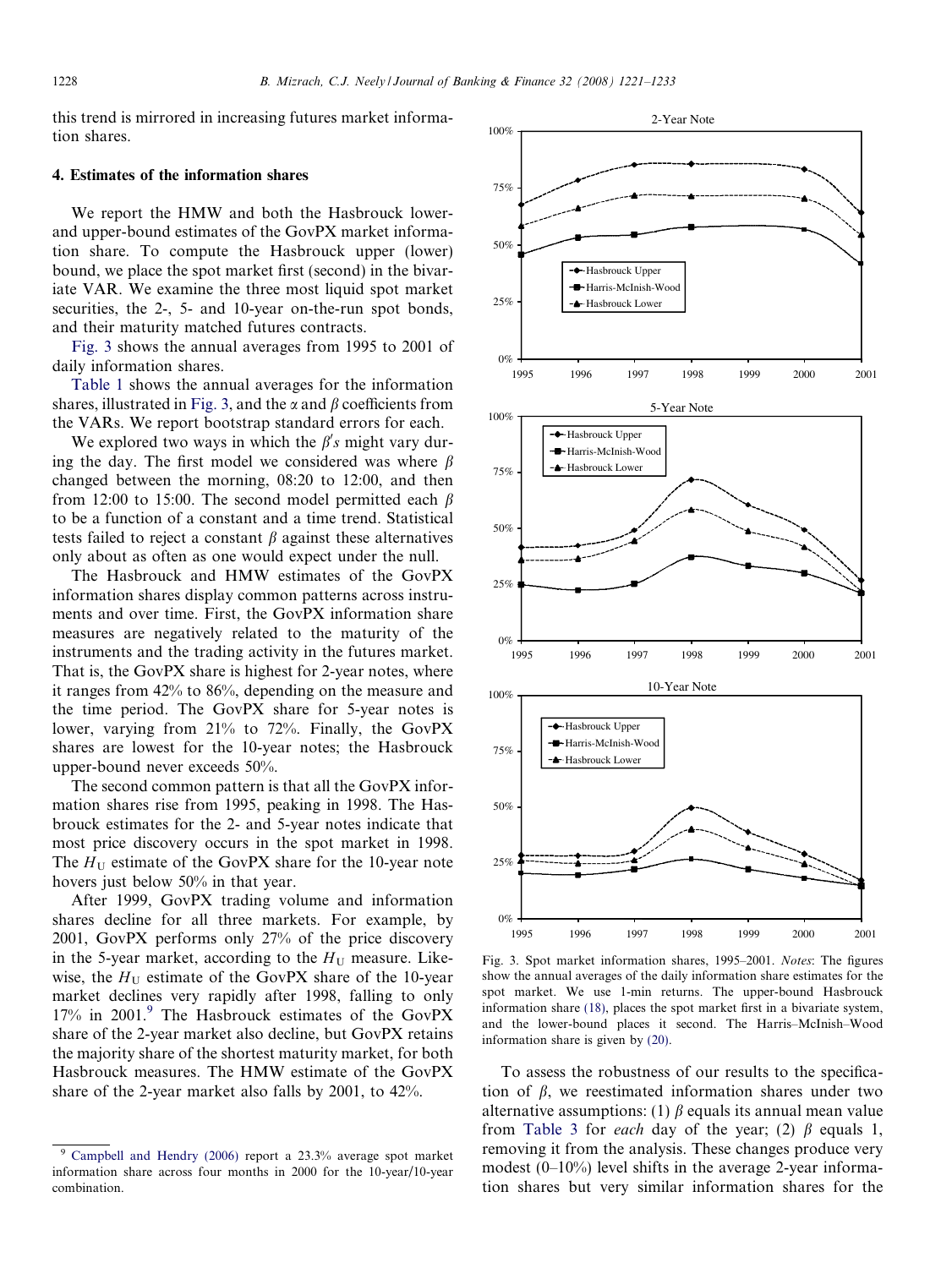this trend is mirrored in increasing futures market information shares.

## 4. Estimates of the information shares

We report the HMW and both the Hasbrouck lower- and upper-bound estimates of the GovPX market information share. To compute the Hasbrouck upper (lower) bound, we place the spot market first (second) in the bivariate VAR. We examine the three most liquid spot market securities, the 2-, 5- and 10-year on-the-run spot bonds, and their maturity matched futures contracts.

Fig. 3 shows the annual averages from 1995 to 2001 of daily information shares.

Table 1 shows the annual averages for the information shares, illustrated in Fig. 3, and the $\alpha$ and $\beta$ coefficients from the VARs. We report bootstrap standard errors for each.

We explored two ways in which the $\beta's$ might vary during the day. The first model we considered was where $\beta$ changed between the morning, 08:20 to 12:00, and then from 12:00 to 15:00. The second model permitted each $\beta$ to be a function of a constant and a time trend. Statistical tests failed to reject a constant $\beta$ against these alternatives only about as often as one would expect under the null.

The Hasbrouck and HMW estimates of the GovPX information shares display common patterns across instruments and over time. First, the GovPX information share measures are negatively related to the maturity of the instruments and the trading activity in the futures market. That is, the GovPX share is highest for 2-year notes, where it ranges from 42% to 86%, depending on the measure and the time period. The GovPX share for 5-year notes is lower, varying from 21% to 72%. Finally, the GovPX shares are lowest for the 10-year notes; the Hasbrouck upper-bound never exceeds 50%.

The second common pattern is that all the GovPX information shares rise from 1995, peaking in 1998. The Hasbrouck estimates for the 2- and 5-year notes indicate that most price discovery occurs in the spot market in 1998. The $H_U$ estimate of the GovPX share for the 10-year note hovers just below 50% in that year.

After 1999, GovPX trading volume and information shares decline for all three markets. For example, by 2001, GovPX performs only 27% of the price discovery in the 5-year market, according to the $H_U$ measure. Likewise, the $H_U$ estimate of the GovPX share of the 10-year market declines very rapidly after 1998, falling to only 17% in 2001.[9] The Hasbrouck estimates of the GovPX share of the 2-year market also decline, but GovPX retains the majority share of the shortest maturity market, for both Hasbrouck measures. The HMW estimate of the GovPX share of the 2-year market also falls by 2001, to 42%.

Fig. 3. Spot market information shares, 1995–2001. *Notes*: The figures show the annual averages of the daily information share estimates for the spot market. We use 1-min returns. The upper-bound Hasbrouck information share (18), places the spot market first in a bivariate system, and the lower-bound places it second. The Harris–McInish–Wood information share is given by (20).

To assess the robustness of our results to the specification of $\beta$, we reestimated information shares under two alternative assumptions: (1) $\beta$ equals its annual mean value from Table 3 for *each* day of the year; (2) $\beta$ equals 1, removing it from the analysis. These changes produce very modest (0–10%) level shifts in the average 2-year information shares but very similar information shares for the

[9] Campbell and Hendry (2006) report a 23.3% average spot market information share across four months in 2000 for the 10-year/10-year combination.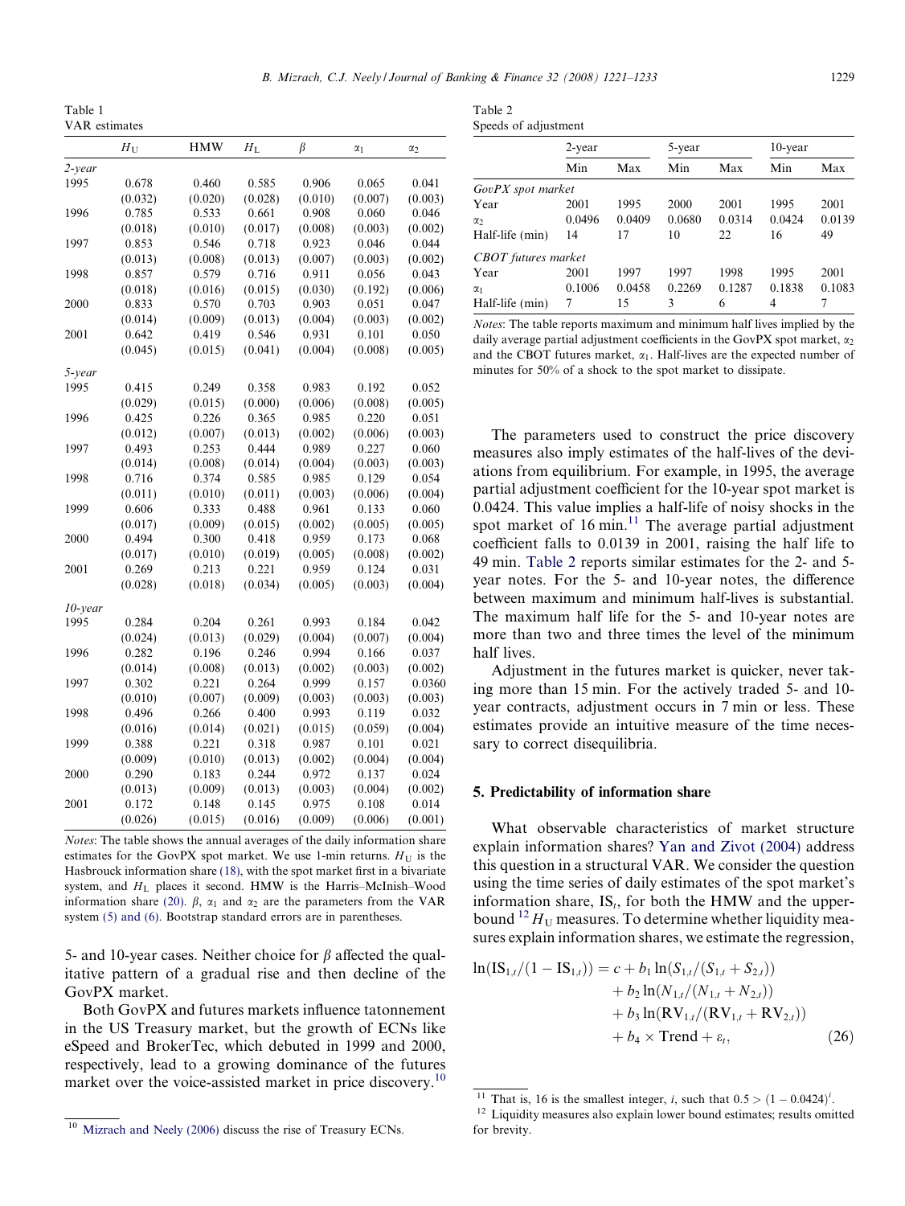Table 1
VAR estimates

| | $H_U$ | HMW | $H_L$ | $\beta$ | $\alpha_1$ | $\alpha_2$ |
|---|---|---|---|---|---|---|
| *2-year* | | | | | | |
| 1995 | 0.678 | 0.460 | 0.585 | 0.906 | 0.065 | 0.041 |
| | (0.032) | (0.020) | (0.028) | (0.010) | (0.007) | (0.003) |
| 1996 | 0.785 | 0.533 | 0.661 | 0.908 | 0.060 | 0.046 |
| | (0.018) | (0.010) | (0.017) | (0.008) | (0.003) | (0.002) |
| 1997 | 0.853 | 0.546 | 0.718 | 0.923 | 0.046 | 0.044 |
| | (0.013) | (0.008) | (0.013) | (0.007) | (0.003) | (0.002) |
| 1998 | 0.857 | 0.579 | 0.716 | 0.911 | 0.056 | 0.043 |
| | (0.018) | (0.016) | (0.015) | (0.030) | (0.192) | (0.006) |
| 2000 | 0.833 | 0.570 | 0.703 | 0.903 | 0.051 | 0.047 |
| | (0.014) | (0.009) | (0.013) | (0.004) | (0.003) | (0.002) |
| 2001 | 0.642 | 0.419 | 0.546 | 0.931 | 0.101 | 0.050 |
| | (0.045) | (0.015) | (0.041) | (0.004) | (0.008) | (0.005) |
| *5-year* | | | | | | |
| 1995 | 0.415 | 0.249 | 0.358 | 0.983 | 0.192 | 0.052 |
| | (0.029) | (0.015) | (0.000) | (0.006) | (0.008) | (0.005) |
| 1996 | 0.425 | 0.226 | 0.365 | 0.985 | 0.220 | 0.051 |
| | (0.012) | (0.007) | (0.013) | (0.002) | (0.006) | (0.003) |
| 1997 | 0.493 | 0.253 | 0.444 | 0.989 | 0.227 | 0.060 |
| | (0.014) | (0.008) | (0.014) | (0.004) | (0.003) | (0.003) |
| 1998 | 0.716 | 0.374 | 0.585 | 0.985 | 0.129 | 0.054 |
| | (0.011) | (0.010) | (0.011) | (0.003) | (0.006) | (0.004) |
| 1999 | 0.606 | 0.333 | 0.488 | 0.961 | 0.133 | 0.060 |
| | (0.017) | (0.009) | (0.015) | (0.002) | (0.005) | (0.005) |
| 2000 | 0.494 | 0.300 | 0.418 | 0.959 | 0.173 | 0.068 |
| | (0.017) | (0.010) | (0.019) | (0.005) | (0.008) | (0.002) |
| 2001 | 0.269 | 0.213 | 0.221 | 0.959 | 0.124 | 0.031 |
| | (0.028) | (0.018) | (0.034) | (0.005) | (0.003) | (0.004) |
| *10-year* | | | | | | |
| 1995 | 0.284 | 0.204 | 0.261 | 0.993 | 0.184 | 0.042 |
| | (0.024) | (0.013) | (0.029) | (0.004) | (0.007) | (0.004) |
| 1996 | 0.282 | 0.196 | 0.246 | 0.994 | 0.166 | 0.037 |
| | (0.014) | (0.008) | (0.013) | (0.002) | (0.003) | (0.002) |
| 1997 | 0.302 | 0.221 | 0.264 | 0.999 | 0.157 | 0.0360 |
| | (0.010) | (0.007) | (0.009) | (0.003) | (0.003) | (0.003) |
| 1998 | 0.496 | 0.266 | 0.400 | 0.993 | 0.119 | 0.032 |
| | (0.016) | (0.014) | (0.021) | (0.015) | (0.059) | (0.004) |
| 1999 | 0.388 | 0.221 | 0.318 | 0.987 | 0.101 | 0.021 |
| | (0.009) | (0.010) | (0.013) | (0.002) | (0.004) | (0.004) |
| 2000 | 0.290 | 0.183 | 0.244 | 0.972 | 0.137 | 0.024 |
| | (0.013) | (0.009) | (0.013) | (0.003) | (0.004) | (0.002) |
| 2001 | 0.172 | 0.148 | 0.145 | 0.975 | 0.108 | 0.014 |
| | (0.026) | (0.015) | (0.016) | (0.009) | (0.006) | (0.001) |

*Notes*: The table shows the annual averages of the daily information share estimates for the GovPX spot market. We use 1-min returns. $H_U$ is the Hasbrouck information share (18), with the spot market first in a bivariate system, and $H_L$ places it second. HMW is the Harris–McInish–Wood information share (20). $\beta$, $\alpha_1$ and $\alpha_2$ are the parameters from the VAR system (5) and (6). Bootstrap standard errors are in parentheses.

5- and 10-year cases. Neither choice for $\beta$ affected the qualitative pattern of a gradual rise and then decline of the GovPX market.

Both GovPX and futures markets influence tatonnement in the US Treasury market, but the growth of ECNs like eSpeed and BrokerTec, which debuted in 1999 and 2000, respectively, lead to a growing dominance of the futures market over the voice-assisted market in price discovery.[10]

Table 2
Speeds of adjustment

| | 2-year | | 5-year | | 10-year | |
|---|---|---|---|---|---|---|
| | Min | Max | Min | Max | Min | Max |
| *GovPX spot market* | | | | | | |
| Year | 2001 | 1995 | 2000 | 2001 | 1995 | 2001 |
| $\alpha_2$ | 0.0496 | 0.0409 | 0.0680 | 0.0314 | 0.0424 | 0.0139 |
| Half-life (min) | 14 | 17 | 10 | 22 | 16 | 49 |
| *CBOT futures market* | | | | | | |
| Year | 2001 | 1997 | 1997 | 1998 | 1995 | 2001 |
| $\alpha_1$ | 0.1006 | 0.0458 | 0.2269 | 0.1287 | 0.1838 | 0.1083 |
| Half-life (min) | 7 | 15 | 3 | 6 | 4 | 7 |

*Notes*: The table reports maximum and minimum half lives implied by the daily average partial adjustment coefficients in the GovPX spot market, $\alpha_2$ and the CBOT futures market, $\alpha_1$. Half-lives are the expected number of minutes for 50% of a shock to the spot market to dissipate.

The parameters used to construct the price discovery measures also imply estimates of the half-lives of the deviations from equilibrium. For example, in 1995, the average partial adjustment coefficient for the 10-year spot market is 0.0424. This value implies a half-life of noisy shocks in the spot market of 16 min.[11] The average partial adjustment coefficient falls to 0.0139 in 2001, raising the half life to 49 min. Table 2 reports similar estimates for the 2- and 5-year notes. For the 5- and 10-year notes, the difference between maximum and minimum half-lives is substantial. The maximum half life for the 5- and 10-year notes are more than two and three times the level of the minimum half lives.

Adjustment in the futures market is quicker, never taking more than 15 min. For the actively traded 5- and 10-year contracts, adjustment occurs in 7 min or less. These estimates provide an intuitive measure of the time necessary to correct disequilibria.

## 5. Predictability of information share

What observable characteristics of market structure explain information shares? Yan and Zivot (2004) address this question in a structural VAR. We consider the question using the time series of daily estimates of the spot market's information share, $\text{IS}_t$, for both the HMW and the upper-bound[12] $H_U$ measures. To determine whether liquidity measures explain information shares, we estimate the regression,

$$\begin{aligned}\ln(\text{IS}_{1,t}/(1-\text{IS}_{1,t})) = c &+ b_1 \ln(S_{1,t}/(S_{1,t}+S_{2,t})) \\ &+ b_2 \ln(N_{1,t}/(N_{1,t}+N_{2,t})) \\ &+ b_3 \ln(\text{RV}_{1,t}/(\text{RV}_{1,t}+\text{RV}_{2,t})) \\ &+ b_4 \times \text{Trend} + \varepsilon_t,\end{aligned} \tag{26}$$

[10] Mizrach and Neely (2006) discuss the rise of Treasury ECNs.

[11] That is, 16 is the smallest integer, $i$, such that $0.5 > (1-0.0424)^i$.

[12] Liquidity measures also explain lower bound estimates; results omitted for brevity.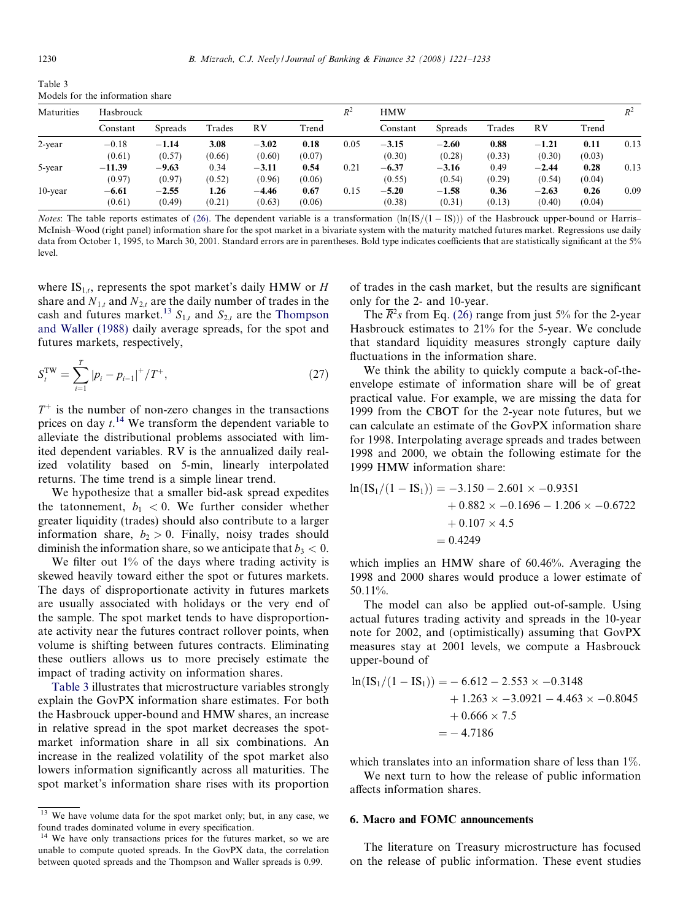Table 3
Models for the information share

| Maturities | Hasbrouck | | | | | $R^2$ | HMW | | | | | $R^2$ |
|---|---|---|---|---|---|---|---|---|---|---|---|---|
| | Constant | Spreads | Trades | RV | Trend | | Constant | Spreads | Trades | RV | Trend | |
| 2-year | −0.18 | **−1.14** | **3.08** | **−3.02** | **0.18** | 0.05 | **−3.15** | **−2.60** | **0.88** | **−1.21** | **0.11** | 0.13 |
| | (0.61) | (0.57) | (0.66) | (0.60) | (0.07) | | (0.30) | (0.28) | (0.33) | (0.30) | (0.03) | |
| 5-year | **−11.39** | **−9.63** | 0.34 | **−3.11** | **0.54** | 0.21 | **−6.37** | **−3.16** | 0.49 | **−2.44** | **0.28** | 0.13 |
| | (0.97) | (0.97) | (0.52) | (0.96) | (0.06) | | (0.55) | (0.54) | (0.29) | (0.54) | (0.04) | |
| 10-year | **−6.61** | **−2.55** | **1.26** | **−4.46** | **0.67** | 0.15 | **−5.20** | **−1.58** | **0.36** | **−2.63** | **0.26** | 0.09 |
| | (0.61) | (0.49) | (0.21) | (0.63) | (0.06) | | (0.38) | (0.31) | (0.13) | (0.40) | (0.04) | |

*Notes*: The table reports estimates of (26). The dependent variable is a transformation $(\ln(\mathrm{IS}/(1-\mathrm{IS})))$ of the Hasbrouck upper-bound or Harris–McInish–Wood (right panel) information share for the spot market in a bivariate system with the maturity matched futures market. Regressions use daily data from October 1, 1995, to March 30, 2001. Standard errors are in parentheses. Bold type indicates coefficients that are statistically significant at the 5% level.

where $\mathrm{IS}_{1,t}$, represents the spot market's daily HMW or $H$ share and $N_{1,t}$ and $N_{2,t}$ are the daily number of trades in the cash and futures market.[13] $S_{1,t}$ and $S_{2,t}$ are the Thompson and Waller (1988) daily average spreads, for the spot and futures markets, respectively,

$$S_t^{\mathrm{TW}} = \sum_{i=1}^{T} |p_i - p_{i-1}|^{+}/T^{+}, \tag{27}$$

$T^{+}$ is the number of non-zero changes in the transactions prices on day $t$.[14] We transform the dependent variable to alleviate the distributional problems associated with limited dependent variables. RV is the annualized daily realized volatility based on 5-min, linearly interpolated returns. The time trend is a simple linear trend.

We hypothesize that a smaller bid-ask spread expedites the tatonnement, $b_1 < 0$. We further consider whether greater liquidity (trades) should also contribute to a larger information share, $b_2 > 0$. Finally, noisy trades should diminish the information share, so we anticipate that $b_3 < 0$.

We filter out 1% of the days where trading activity is skewed heavily toward either the spot or futures markets. The days of disproportionate activity in futures markets are usually associated with holidays or the very end of the sample. The spot market tends to have disproportionate activity near the futures contract rollover points, when volume is shifting between futures contracts. Eliminating these outliers allows us to more precisely estimate the impact of trading activity on information shares.

Table 3 illustrates that microstructure variables strongly explain the GovPX information share estimates. For both the Hasbrouck upper-bound and HMW shares, an increase in relative spread in the spot market decreases the spot-market information share in all six combinations. An increase in the realized volatility of the spot market also lowers information significantly across all maturities. The spot market's information share rises with its proportion of trades in the cash market, but the results are significant only for the 2- and 10-year.

The $\overline{R}^2$s from Eq. (26) range from just 5% for the 2-year Hasbrouck estimates to 21% for the 5-year. We conclude that standard liquidity measures strongly capture daily fluctuations in the information share.

We think the ability to quickly compute a back-of-the-envelope estimate of information share will be of great practical value. For example, we are missing the data for 1999 from the CBOT for the 2-year note futures, but we can calculate an estimate of the GovPX information share for 1998. Interpolating average spreads and trades between 1998 and 2000, we obtain the following estimate for the 1999 HMW information share:

$$\begin{aligned}\ln(\mathrm{IS}_1/(1-\mathrm{IS}_1)) &= -3.150 - 2.601 \times -0.9351 \\ &\quad + 0.882 \times -0.1696 - 1.206 \times -0.6722 \\ &\quad + 0.107 \times 4.5 \\ &= 0.4249\end{aligned}$$

which implies an HMW share of 60.46%. Averaging the 1998 and 2000 shares would produce a lower estimate of 50.11%.

The model can also be applied out-of-sample. Using actual futures trading activity and spreads in the 10-year note for 2002, and (optimistically) assuming that GovPX measures stay at 2001 levels, we compute a Hasbrouck upper-bound of

$$\begin{aligned}\ln(\mathrm{IS}_1/(1-\mathrm{IS}_1)) &= -6.612 - 2.553 \times -0.3148 \\ &\quad + 1.263 \times -3.0921 - 4.463 \times -0.8045 \\ &\quad + 0.666 \times 7.5 \\ &= -4.7186\end{aligned}$$

which translates into an information share of less than 1%.

We next turn to how the release of public information affects information shares.

## 6. Macro and FOMC announcements

The literature on Treasury microstructure has focused on the release of public information. These event studies

---

[13] We have volume data for the spot market only; but, in any case, we found trades dominated volume in every specification.

[14] We have only transactions prices for the futures market, so we are unable to compute quoted spreads. In the GovPX data, the correlation between quoted spreads and the Thompson and Waller spreads is 0.99.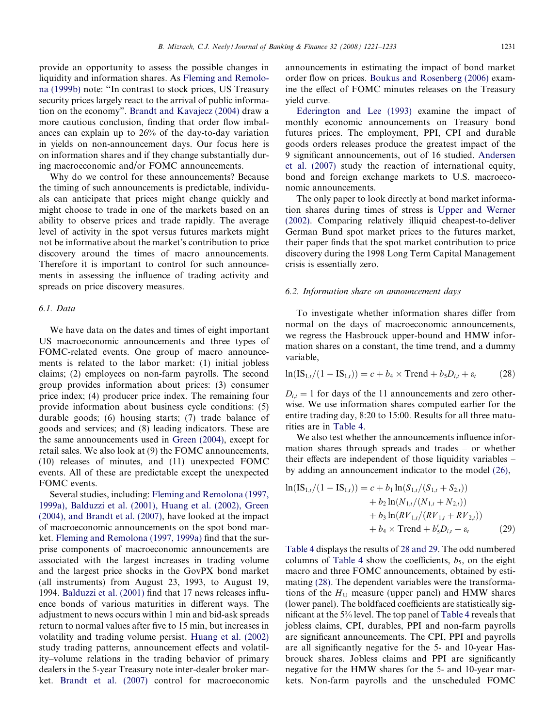provide an opportunity to assess the possible changes in liquidity and information shares. As Fleming and Remolona (1999b) note: "In contrast to stock prices, US Treasury security prices largely react to the arrival of public information on the economy". Brandt and Kavajecz (2004) draw a more cautious conclusion, finding that order flow imbalances can explain up to 26% of the day-to-day variation in yields on non-announcement days. Our focus here is on information shares and if they change substantially during macroeconomic and/or FOMC announcements.

Why do we control for these announcements? Because the timing of such announcements is predictable, individuals can anticipate that prices might change quickly and might choose to trade in one of the markets based on an ability to observe prices and trade rapidly. The average level of activity in the spot versus futures markets might not be informative about the market's contribution to price discovery around the times of macro announcements. Therefore it is important to control for such announcements in assessing the influence of trading activity and spreads on price discovery measures.

### 6.1. Data

We have data on the dates and times of eight important US macroeconomic announcements and three types of FOMC-related events. One group of macro announcements is related to the labor market: (1) initial jobless claims; (2) employees on non-farm payrolls. The second group provides information about prices: (3) consumer price index; (4) producer price index. The remaining four provide information about business cycle conditions: (5) durable goods; (6) housing starts; (7) trade balance of goods and services; and (8) leading indicators. These are the same announcements used in Green (2004), except for retail sales. We also look at (9) the FOMC announcements, (10) releases of minutes, and (11) unexpected FOMC events. All of these are predictable except the unexpected FOMC events.

Several studies, including: Fleming and Remolona (1997, 1999a), Balduzzi et al. (2001), Huang et al. (2002), Green (2004), and Brandt et al. (2007), have looked at the impact of macroeconomic announcements on the spot bond market. Fleming and Remolona (1997, 1999a) find that the surprise components of macroeconomic announcements are associated with the largest increases in trading volume and the largest price shocks in the GovPX bond market (all instruments) from August 23, 1993, to August 19, 1994. Balduzzi et al. (2001) find that 17 news releases influence bonds of various maturities in different ways. The adjustment to news occurs within 1 min and bid-ask spreads return to normal values after five to 15 min, but increases in volatility and trading volume persist. Huang et al. (2002) study trading patterns, announcement effects and volatility–volume relations in the trading behavior of primary dealers in the 5-year Treasury note inter-dealer broker market. Brandt et al. (2007) control for macroeconomic announcements in estimating the impact of bond market order flow on prices. Boukus and Rosenberg (2006) examine the effect of FOMC minutes releases on the Treasury yield curve.

Ederington and Lee (1993) examine the impact of monthly economic announcements on Treasury bond futures prices. The employment, PPI, CPI and durable goods orders releases produce the greatest impact of the 9 significant announcements, out of 16 studied. Andersen et al. (2007) study the reaction of international equity, bond and foreign exchange markets to U.S. macroeconomic announcements.

The only paper to look directly at bond market information shares during times of stress is Upper and Werner (2002). Comparing relatively illiquid cheapest-to-deliver German Bund spot market prices to the futures market, their paper finds that the spot market contribution to price discovery during the 1998 Long Term Capital Management crisis is essentially zero.

### 6.2. Information share on announcement days

To investigate whether information shares differ from normal on the days of macroeconomic announcements, we regress the Hasbrouck upper-bound and HMW information shares on a constant, the time trend, and a dummy variable,

$$\ln(\mathrm{IS}_{1,t}/(1-\mathrm{IS}_{1,t})) = c + b_4 \times \mathrm{Trend} + b_5 D_{i,t} + \varepsilon_t \tag{28}$$

$D_{i,t} = 1$ for days of the 11 announcements and zero otherwise. We use information shares computed earlier for the entire trading day, 8:20 to 15:00. Results for all three maturities are in Table 4.

We also test whether the announcements influence information shares through spreads and trades – or whether their effects are independent of those liquidity variables – by adding an announcement indicator to the model (26),

$$\begin{aligned}\ln(\mathrm{IS}_{1,t}/(1-\mathrm{IS}_{1,t})) = c &+ b_1 \ln(S_{1,t}/(S_{1,t}+S_{2,t})) \\ &+ b_2 \ln(N_{1,t}/(N_{1,t}+N_{2,t})) \\ &+ b_3 \ln(RV_{1,t}/(RV_{1,t}+RV_{2,t})) \\ &+ b_4 \times \mathrm{Trend} + b_5' D_{i,t} + \varepsilon_t\end{aligned} \tag{29}$$

Table 4 displays the results of 28 and 29. The odd numbered columns of Table 4 show the coefficients, $b_5$, on the eight macro and three FOMC announcements, obtained by estimating (28). The dependent variables were the transformations of the $H_U$ measure (upper panel) and HMW shares (lower panel). The boldfaced coefficients are statistically significant at the 5% level. The top panel of Table 4 reveals that jobless claims, CPI, durables, PPI and non-farm payrolls are significant announcements. The CPI, PPI and payrolls are all significantly negative for the 5- and 10-year Hasbrouck shares. Jobless claims and PPI are significantly negative for the HMW shares for the 5- and 10-year markets. Non-farm payrolls and the unscheduled FOMC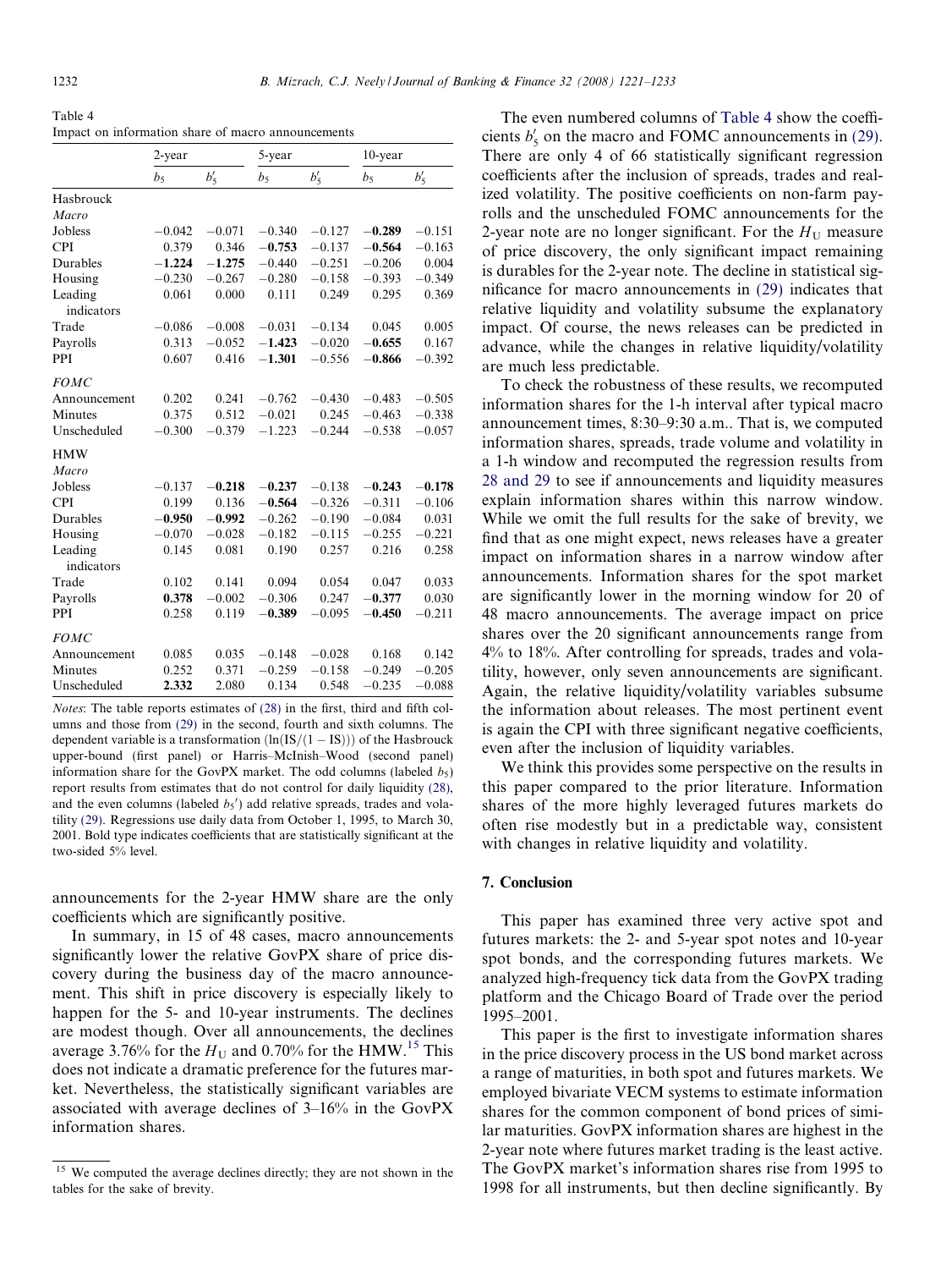Table 4
Impact on information share of macro announcements

| | 2-year | | 5-year | | 10-year | |
|---|---|---|---|---|---|---|
| | $b_5$ | $b_5'$ | $b_5$ | $b_5'$ | $b_5$ | $b_5'$ |
| Hasbrouck | | | | | | |
| *Macro* | | | | | | |
| Jobless | −0.042 | −0.071 | −0.340 | −0.127 | **−0.289** | −0.151 |
| CPI | 0.379 | 0.346 | **−0.753** | −0.137 | **−0.564** | −0.163 |
| Durables | **−1.224** | **−1.275** | −0.440 | −0.251 | −0.206 | 0.004 |
| Housing | −0.230 | −0.267 | −0.280 | −0.158 | −0.393 | −0.349 |
| Leading indicators | 0.061 | 0.000 | 0.111 | 0.249 | 0.295 | 0.369 |
| Trade | −0.086 | −0.008 | −0.031 | −0.134 | 0.045 | 0.005 |
| Payrolls | 0.313 | −0.052 | **−1.423** | −0.020 | **−0.655** | 0.167 |
| PPI | 0.607 | 0.416 | **−1.301** | −0.556 | **−0.866** | −0.392 |
| *FOMC* | | | | | | |
| Announcement | 0.202 | 0.241 | −0.762 | −0.430 | −0.483 | −0.505 |
| Minutes | 0.375 | 0.512 | −0.021 | 0.245 | −0.463 | −0.338 |
| Unscheduled | −0.300 | −0.379 | −1.223 | −0.244 | −0.538 | −0.057 |
| HMW | | | | | | |
| *Macro* | | | | | | |
| Jobless | −0.137 | **−0.218** | **−0.237** | −0.138 | **−0.243** | **−0.178** |
| CPI | 0.199 | 0.136 | **−0.564** | −0.326 | −0.311 | −0.106 |
| Durables | **−0.950** | **−0.992** | −0.262 | −0.190 | −0.084 | 0.031 |
| Housing | −0.070 | −0.028 | −0.182 | −0.115 | −0.255 | −0.221 |
| Leading indicators | 0.145 | 0.081 | 0.190 | 0.257 | 0.216 | 0.258 |
| Trade | 0.102 | 0.141 | 0.094 | 0.054 | 0.047 | 0.033 |
| Payrolls | **0.378** | −0.002 | −0.306 | 0.247 | **−0.377** | 0.030 |
| PPI | 0.258 | 0.119 | **−0.389** | −0.095 | **−0.450** | −0.211 |
| *FOMC* | | | | | | |
| Announcement | 0.085 | 0.035 | −0.148 | −0.028 | 0.168 | 0.142 |
| Minutes | 0.252 | 0.371 | −0.259 | −0.158 | −0.249 | −0.205 |
| Unscheduled | **2.332** | 2.080 | 0.134 | 0.548 | −0.235 | −0.088 |

*Notes*: The table reports estimates of (28) in the first, third and fifth columns and those from (29) in the second, fourth and sixth columns. The dependent variable is a transformation $(\ln(\text{IS}/(1-\text{IS})))$ of the Hasbrouck upper-bound (first panel) or Harris–McInish–Wood (second panel) information share for the GovPX market. The odd columns (labeled $b_5$) report results from estimates that do not control for daily liquidity (28), and the even columns (labeled $b_5'$) add relative spreads, trades and volatility (29). Regressions use daily data from October 1, 1995, to March 30, 2001. Bold type indicates coefficients that are statistically significant at the two-sided 5% level.

announcements for the 2-year HMW share are the only coefficients which are significantly positive.

In summary, in 15 of 48 cases, macro announcements significantly lower the relative GovPX share of price discovery during the business day of the macro announcement. This shift in price discovery is especially likely to happen for the 5- and 10-year instruments. The declines are modest though. Over all announcements, the declines average 3.76% for the $H_U$ and 0.70% for the HMW.[15] This does not indicate a dramatic preference for the futures market. Nevertheless, the statistically significant variables are associated with average declines of 3–16% in the GovPX information shares.

The even numbered columns of Table 4 show the coefficients $b_5'$ on the macro and FOMC announcements in (29). There are only 4 of 66 statistically significant regression coefficients after the inclusion of spreads, trades and realized volatility. The positive coefficients on non-farm payrolls and the unscheduled FOMC announcements for the 2-year note are no longer significant. For the $H_U$ measure of price discovery, the only significant impact remaining is durables for the 2-year note. The decline in statistical significance for macro announcements in (29) indicates that relative liquidity and volatility subsume the explanatory impact. Of course, the news releases can be predicted in advance, while the changes in relative liquidity/volatility are much less predictable.

To check the robustness of these results, we recomputed information shares for the 1-h interval after typical macro announcement times, 8:30–9:30 a.m.. That is, we computed information shares, spreads, trade volume and volatility in a 1-h window and recomputed the regression results from 28 and 29 to see if announcements and liquidity measures explain information shares within this narrow window. While we omit the full results for the sake of brevity, we find that as one might expect, news releases have a greater impact on information shares in a narrow window after announcements. Information shares for the spot market are significantly lower in the morning window for 20 of 48 macro announcements. The average impact on price shares over the 20 significant announcements range from 4% to 18%. After controlling for spreads, trades and volatility, however, only seven announcements are significant. Again, the relative liquidity/volatility variables subsume the information about releases. The most pertinent event is again the CPI with three significant negative coefficients, even after the inclusion of liquidity variables.

We think this provides some perspective on the results in this paper compared to the prior literature. Information shares of the more highly leveraged futures markets do often rise modestly but in a predictable way, consistent with changes in relative liquidity and volatility.

## 7. Conclusion

This paper has examined three very active spot and futures markets: the 2- and 5-year spot notes and 10-year spot bonds, and the corresponding futures markets. We analyzed high-frequency tick data from the GovPX trading platform and the Chicago Board of Trade over the period 1995–2001.

This paper is the first to investigate information shares in the price discovery process in the US bond market across a range of maturities, in both spot and futures markets. We employed bivariate VECM systems to estimate information shares for the common component of bond prices of similar maturities. GovPX information shares are highest in the 2-year note where futures market trading is the least active. The GovPX market's information shares rise from 1995 to 1998 for all instruments, but then decline significantly. By

[15] We computed the average declines directly; they are not shown in the tables for the sake of brevity.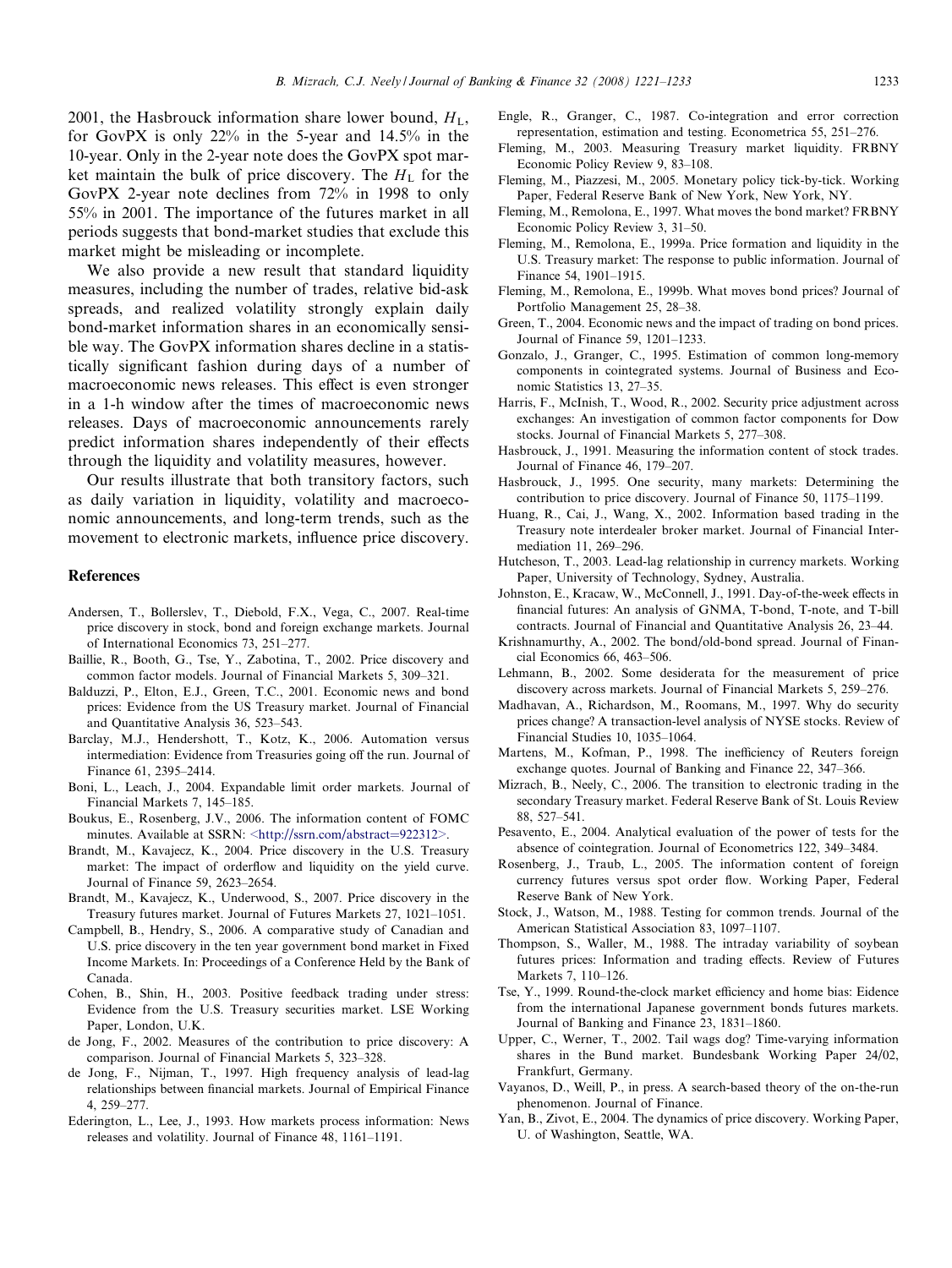2001, the Hasbrouck information share lower bound, $H_L$, for GovPX is only 22% in the 5-year and 14.5% in the 10-year. Only in the 2-year note does the GovPX spot market maintain the bulk of price discovery. The $H_L$ for the GovPX 2-year note declines from 72% in 1998 to only 55% in 2001. The importance of the futures market in all periods suggests that bond-market studies that exclude this market might be misleading or incomplete.

We also provide a new result that standard liquidity measures, including the number of trades, relative bid-ask spreads, and realized volatility strongly explain daily bond-market information shares in an economically sensible way. The GovPX information shares decline in a statistically significant fashion during days of a number of macroeconomic news releases. This effect is even stronger in a 1-h window after the times of macroeconomic news releases. Days of macroeconomic announcements rarely predict information shares independently of their effects through the liquidity and volatility measures, however.

Our results illustrate that both transitory factors, such as daily variation in liquidity, volatility and macroeconomic announcements, and long-term trends, such as the movement to electronic markets, influence price discovery.

## References

Andersen, T., Bollerslev, T., Diebold, F.X., Vega, C., 2007. Real-time price discovery in stock, bond and foreign exchange markets. Journal of International Economics 73, 251–277.

Baillie, R., Booth, G., Tse, Y., Zabotina, T., 2002. Price discovery and common factor models. Journal of Financial Markets 5, 309–321.

Balduzzi, P., Elton, E.J., Green, T.C., 2001. Economic news and bond prices: Evidence from the US Treasury market. Journal of Financial and Quantitative Analysis 36, 523–543.

Barclay, M.J., Hendershott, T., Kotz, K., 2006. Automation versus intermediation: Evidence from Treasuries going off the run. Journal of Finance 61, 2395–2414.

Boni, L., Leach, J., 2004. Expandable limit order markets. Journal of Financial Markets 7, 145–185.

Boukus, E., Rosenberg, J.V., 2006. The information content of FOMC minutes. Available at SSRN: <http://ssrn.com/abstract=922312>.

Brandt, M., Kavajecz, K., 2004. Price discovery in the U.S. Treasury market: The impact of orderflow and liquidity on the yield curve. Journal of Finance 59, 2623–2654.

Brandt, M., Kavajecz, K., Underwood, S., 2007. Price discovery in the Treasury futures market. Journal of Futures Markets 27, 1021–1051.

Campbell, B., Hendry, S., 2006. A comparative study of Canadian and U.S. price discovery in the ten year government bond market in Fixed Income Markets. In: Proceedings of a Conference Held by the Bank of Canada.

Cohen, B., Shin, H., 2003. Positive feedback trading under stress: Evidence from the U.S. Treasury securities market. LSE Working Paper, London, U.K.

de Jong, F., 2002. Measures of the contribution to price discovery: A comparison. Journal of Financial Markets 5, 323–328.

de Jong, F., Nijman, T., 1997. High frequency analysis of lead-lag relationships between financial markets. Journal of Empirical Finance 4, 259–277.

Ederington, L., Lee, J., 1993. How markets process information: News releases and volatility. Journal of Finance 48, 1161–1191.

Engle, R., Granger, C., 1987. Co-integration and error correction representation, estimation and testing. Econometrica 55, 251–276.

Fleming, M., 2003. Measuring Treasury market liquidity. FRBNY Economic Policy Review 9, 83–108.

Fleming, M., Piazzesi, M., 2005. Monetary policy tick-by-tick. Working Paper, Federal Reserve Bank of New York, New York, NY.

Fleming, M., Remolona, E., 1997. What moves the bond market? FRBNY Economic Policy Review 3, 31–50.

Fleming, M., Remolona, E., 1999a. Price formation and liquidity in the U.S. Treasury market: The response to public information. Journal of Finance 54, 1901–1915.

Fleming, M., Remolona, E., 1999b. What moves bond prices? Journal of Portfolio Management 25, 28–38.

Green, T., 2004. Economic news and the impact of trading on bond prices. Journal of Finance 59, 1201–1233.

Gonzalo, J., Granger, C., 1995. Estimation of common long-memory components in cointegrated systems. Journal of Business and Economic Statistics 13, 27–35.

Harris, F., McInish, T., Wood, R., 2002. Security price adjustment across exchanges: An investigation of common factor components for Dow stocks. Journal of Financial Markets 5, 277–308.

Hasbrouck, J., 1991. Measuring the information content of stock trades. Journal of Finance 46, 179–207.

Hasbrouck, J., 1995. One security, many markets: Determining the contribution to price discovery. Journal of Finance 50, 1175–1199.

Huang, R., Cai, J., Wang, X., 2002. Information based trading in the Treasury note interdealer broker market. Journal of Financial Intermediation 11, 269–296.

Hutcheson, T., 2003. Lead-lag relationship in currency markets. Working Paper, University of Technology, Sydney, Australia.

Johnston, E., Kracaw, W., McConnell, J., 1991. Day-of-the-week effects in financial futures: An analysis of GNMA, T-bond, T-note, and T-bill contracts. Journal of Financial and Quantitative Analysis 26, 23–44.

Krishnamurthy, A., 2002. The bond/old-bond spread. Journal of Financial Economics 66, 463–506.

Lehmann, B., 2002. Some desiderata for the measurement of price discovery across markets. Journal of Financial Markets 5, 259–276.

Madhavan, A., Richardson, M., Roomans, M., 1997. Why do security prices change? A transaction-level analysis of NYSE stocks. Review of Financial Studies 10, 1035–1064.

Martens, M., Kofman, P., 1998. The inefficiency of Reuters foreign exchange quotes. Journal of Banking and Finance 22, 347–366.

Mizrach, B., Neely, C., 2006. The transition to electronic trading in the secondary Treasury market. Federal Reserve Bank of St. Louis Review 88, 527–541.

Pesavento, E., 2004. Analytical evaluation of the power of tests for the absence of cointegration. Journal of Econometrics 122, 349–3484.

Rosenberg, J., Traub, L., 2005. The information content of foreign currency futures versus spot order flow. Working Paper, Federal Reserve Bank of New York.

Stock, J., Watson, M., 1988. Testing for common trends. Journal of the American Statistical Association 83, 1097–1107.

Thompson, S., Waller, M., 1988. The intraday variability of soybean futures prices: Information and trading effects. Review of Futures Markets 7, 110–126.

Tse, Y., 1999. Round-the-clock market efficiency and home bias: Eidence from the international Japanese government bonds futures markets. Journal of Banking and Finance 23, 1831–1860.

Upper, C., Werner, T., 2002. Tail wags dog? Time-varying information shares in the Bund market. Bundesbank Working Paper 24/02, Frankfurt, Germany.

Vayanos, D., Weill, P., in press. A search-based theory of the on-the-run phenomenon. Journal of Finance.

Yan, B., Zivot, E., 2004. The dynamics of price discovery. Working Paper, U. of Washington, Seattle, WA.